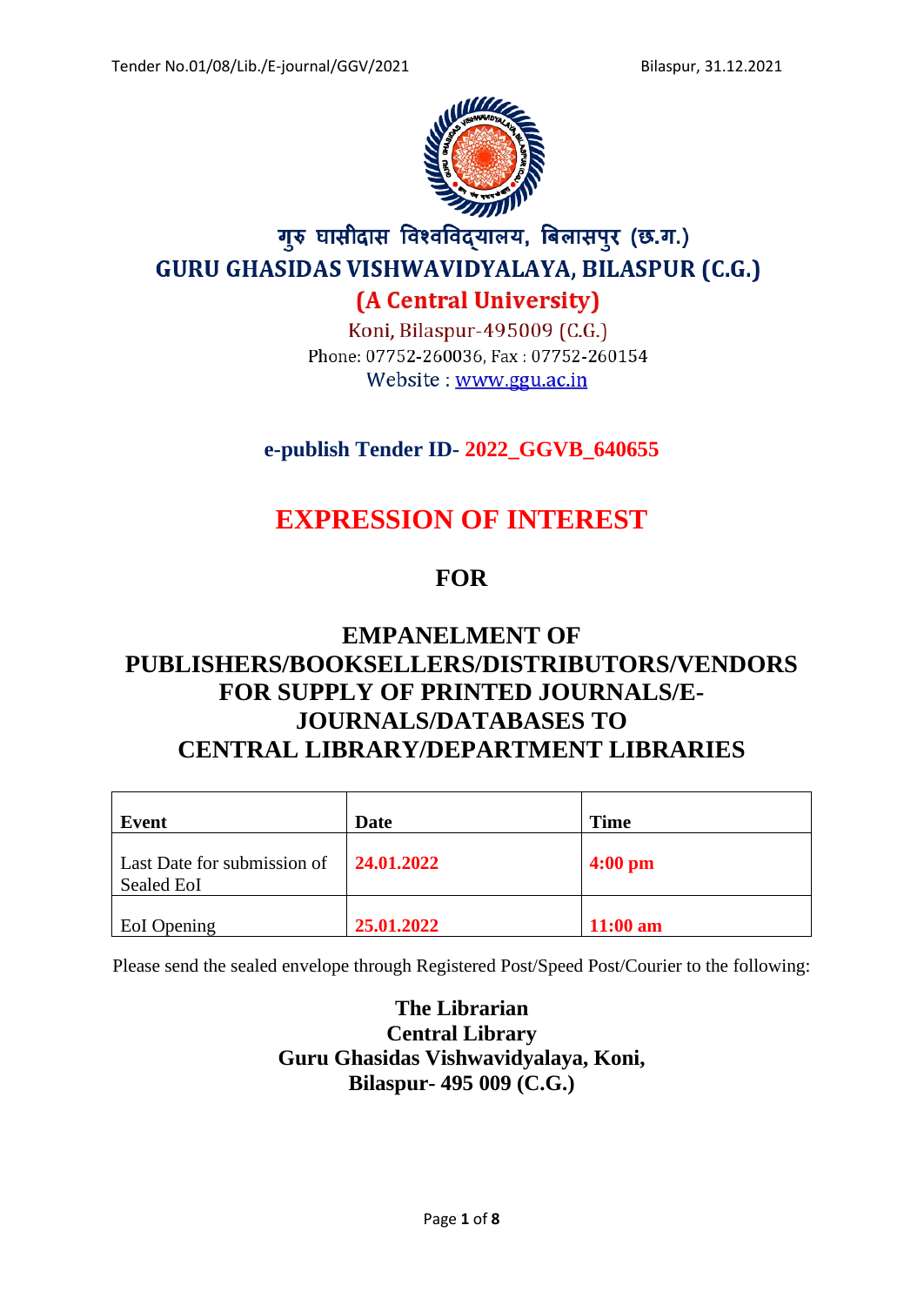Tender No.01/08/Lib./E-journal/GGV/2021

Bilaspur, 31.12.2021

# गुरु घासीदास विश्वविद्यालय, बिलासपुर (छ.ग.)

# GURU GHASIDAS VISHWAVIDYALAYA, BILASPUR (C.G.)

## (A Central University)

Koni, Bilaspur-495009 (C.G.)

Phone: 07752-260036, Fax : 07752-260154

Website : www.ggu.ac.in

**e-publish Tender ID- 2022_GGVB_640655**

# EXPRESSION OF INTEREST

## FOR

## EMPANELMENT OF PUBLISHERS/BOOKSELLERS/DISTRIBUTORS/VENDORS FOR SUPPLY OF PRINTED JOURNALS/E-JOURNALS/DATABASES TO CENTRAL LIBRARY/DEPARTMENT LIBRARIES

| Event | Date | Time |
|---|---|---|
| Last Date for submission of Sealed EoI | **24.01.2022** | **4:00 pm** |
| EoI Opening | **25.01.2022** | **11:00 am** |

Please send the sealed envelope through Registered Post/Speed Post/Courier to the following:

**The Librarian**
**Central Library**
**Guru Ghasidas Vishwavidyalaya, Koni,**
**Bilaspur- 495 009 (C.G.)**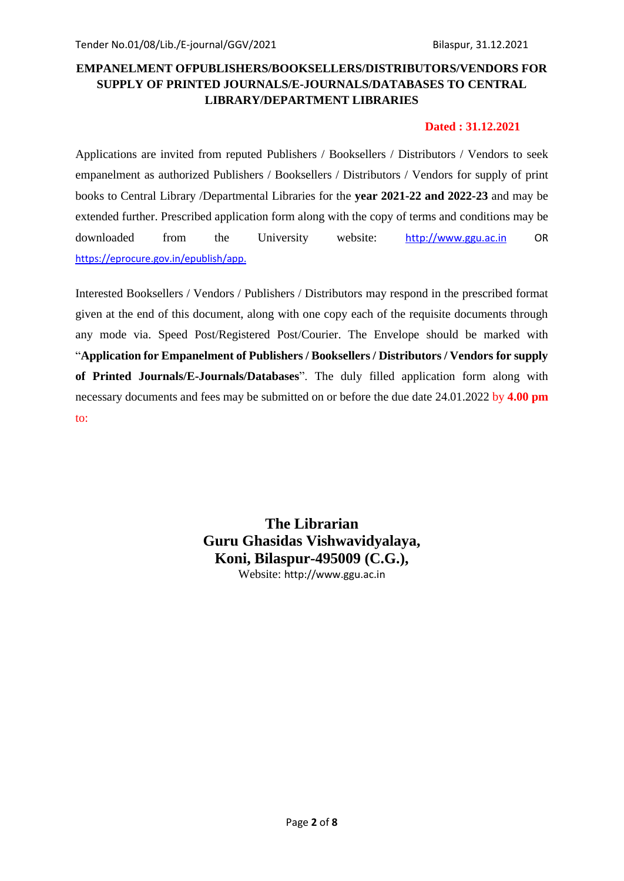Tender No.01/08/Lib./E-journal/GGV/2021 Bilaspur, 31.12.2021

## EMPANELMENT OFPUBLISHERS/BOOKSELLERS/DISTRIBUTORS/VENDORS FOR SUPPLY OF PRINTED JOURNALS/E-JOURNALS/DATABASES TO CENTRAL LIBRARY/DEPARTMENT LIBRARIES

**Dated : 31.12.2021**

Applications are invited from reputed Publishers / Booksellers / Distributors / Vendors to seek empanelment as authorized Publishers / Booksellers / Distributors / Vendors for supply of print books to Central Library /Departmental Libraries for the **year 2021-22 and 2022-23** and may be extended further. Prescribed application form along with the copy of terms and conditions may be downloaded from the University website: http://www.ggu.ac.in OR https://eprocure.gov.in/epublish/app.

Interested Booksellers / Vendors / Publishers / Distributors may respond in the prescribed format given at the end of this document, along with one copy each of the requisite documents through any mode via. Speed Post/Registered Post/Courier. The Envelope should be marked with "**Application for Empanelment of Publishers / Booksellers / Distributors / Vendors for supply of Printed Journals/E-Journals/Databases**". The duly filled application form along with necessary documents and fees may be submitted on or before the due date 24.01.2022 by **4.00 pm** to:

**The Librarian**
**Guru Ghasidas Vishwavidyalaya,**
**Koni, Bilaspur-495009 (C.G.),**
Website: http://www.ggu.ac.in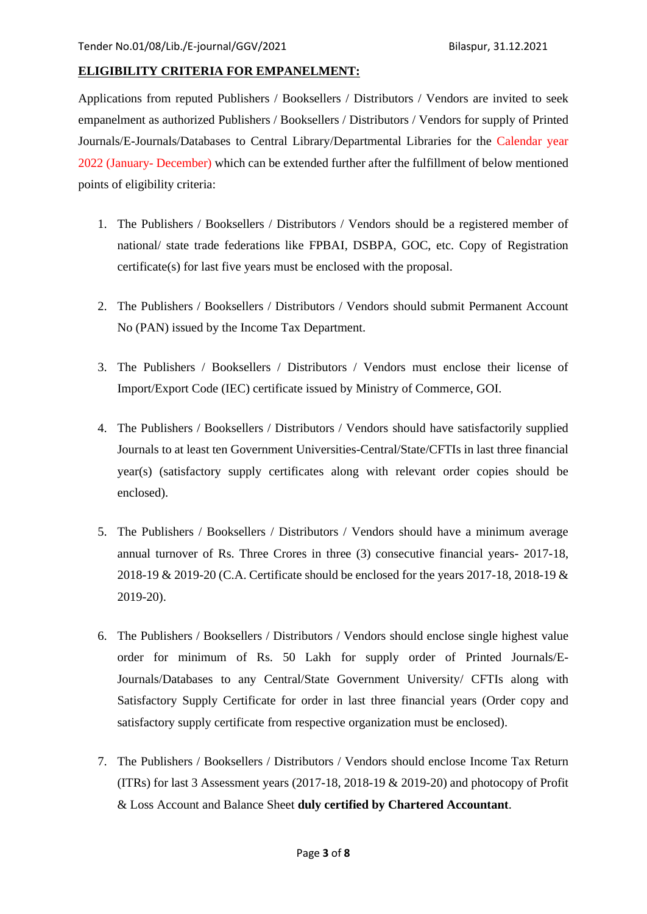## ELIGIBILITY CRITERIA FOR EMPANELMENT:

Applications from reputed Publishers / Booksellers / Distributors / Vendors are invited to seek empanelment as authorized Publishers / Booksellers / Distributors / Vendors for supply of Printed Journals/E-Journals/Databases to Central Library/Departmental Libraries for the Calendar year 2022 (January- December) which can be extended further after the fulfillment of below mentioned points of eligibility criteria:

1. The Publishers / Booksellers / Distributors / Vendors should be a registered member of national/ state trade federations like FPBAI, DSBPA, GOC, etc. Copy of Registration certificate(s) for last five years must be enclosed with the proposal.

2. The Publishers / Booksellers / Distributors / Vendors should submit Permanent Account No (PAN) issued by the Income Tax Department.

3. The Publishers / Booksellers / Distributors / Vendors must enclose their license of Import/Export Code (IEC) certificate issued by Ministry of Commerce, GOI.

4. The Publishers / Booksellers / Distributors / Vendors should have satisfactorily supplied Journals to at least ten Government Universities-Central/State/CFTIs in last three financial year(s) (satisfactory supply certificates along with relevant order copies should be enclosed).

5. The Publishers / Booksellers / Distributors / Vendors should have a minimum average annual turnover of Rs. Three Crores in three (3) consecutive financial years- 2017-18, 2018-19 & 2019-20 (C.A. Certificate should be enclosed for the years 2017-18, 2018-19 & 2019-20).

6. The Publishers / Booksellers / Distributors / Vendors should enclose single highest value order for minimum of Rs. 50 Lakh for supply order of Printed Journals/E-Journals/Databases to any Central/State Government University/ CFTIs along with Satisfactory Supply Certificate for order in last three financial years (Order copy and satisfactory supply certificate from respective organization must be enclosed).

7. The Publishers / Booksellers / Distributors / Vendors should enclose Income Tax Return (ITRs) for last 3 Assessment years (2017-18, 2018-19 & 2019-20) and photocopy of Profit & Loss Account and Balance Sheet **duly certified by Chartered Accountant**.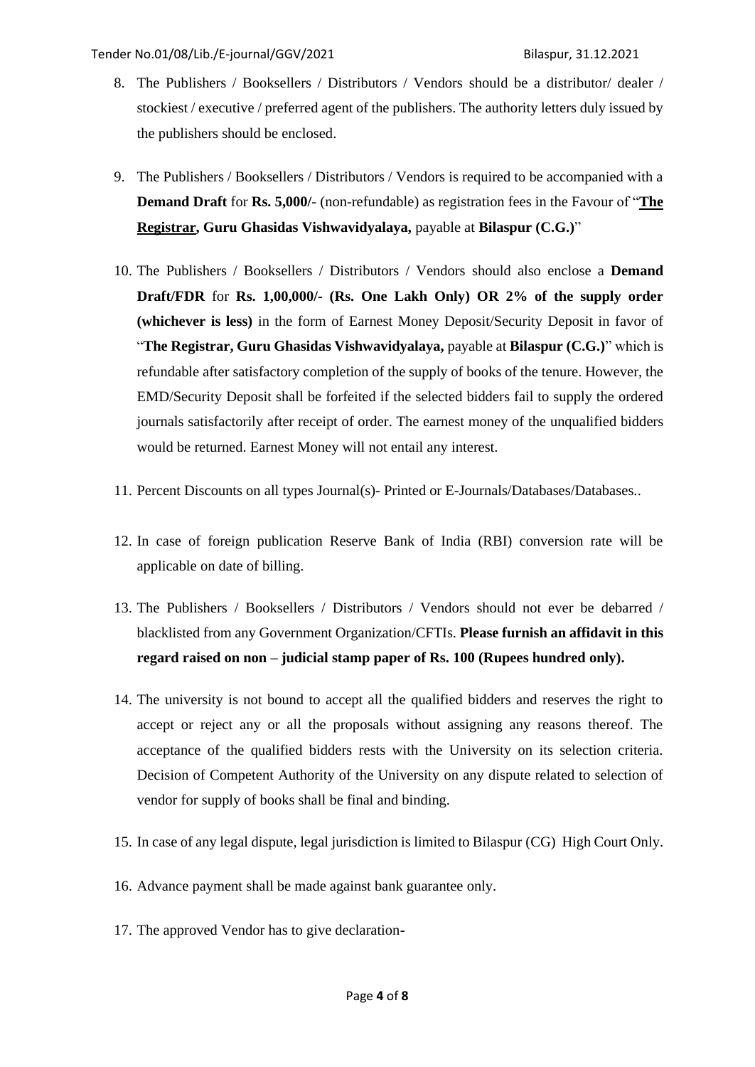8. The Publishers / Booksellers / Distributors / Vendors should be a distributor/ dealer / stockiest / executive / preferred agent of the publishers. The authority letters duly issued by the publishers should be enclosed.

9. The Publishers / Booksellers / Distributors / Vendors is required to be accompanied with a **Demand Draft** for **Rs. 5,000/-** (non-refundable) as registration fees in the Favour of "**The Registrar, Guru Ghasidas Vishwavidyalaya,** payable at **Bilaspur (C.G.)**"

10. The Publishers / Booksellers / Distributors / Vendors should also enclose a **Demand Draft/FDR** for **Rs. 1,00,000/- (Rs. One Lakh Only) OR 2% of the supply order (whichever is less)** in the form of Earnest Money Deposit/Security Deposit in favor of "**The Registrar, Guru Ghasidas Vishwavidyalaya,** payable at **Bilaspur (C.G.)**" which is refundable after satisfactory completion of the supply of books of the tenure. However, the EMD/Security Deposit shall be forfeited if the selected bidders fail to supply the ordered journals satisfactorily after receipt of order. The earnest money of the unqualified bidders would be returned. Earnest Money will not entail any interest.

11. Percent Discounts on all types Journal(s)- Printed or E-Journals/Databases/Databases..

12. In case of foreign publication Reserve Bank of India (RBI) conversion rate will be applicable on date of billing.

13. The Publishers / Booksellers / Distributors / Vendors should not ever be debarred / blacklisted from any Government Organization/CFTIs. **Please furnish an affidavit in this regard raised on non – judicial stamp paper of Rs. 100 (Rupees hundred only).**

14. The university is not bound to accept all the qualified bidders and reserves the right to accept or reject any or all the proposals without assigning any reasons thereof. The acceptance of the qualified bidders rests with the University on its selection criteria. Decision of Competent Authority of the University on any dispute related to selection of vendor for supply of books shall be final and binding.

15. In case of any legal dispute, legal jurisdiction is limited to Bilaspur (CG) High Court Only.

16. Advance payment shall be made against bank guarantee only.

17. The approved Vendor has to give declaration-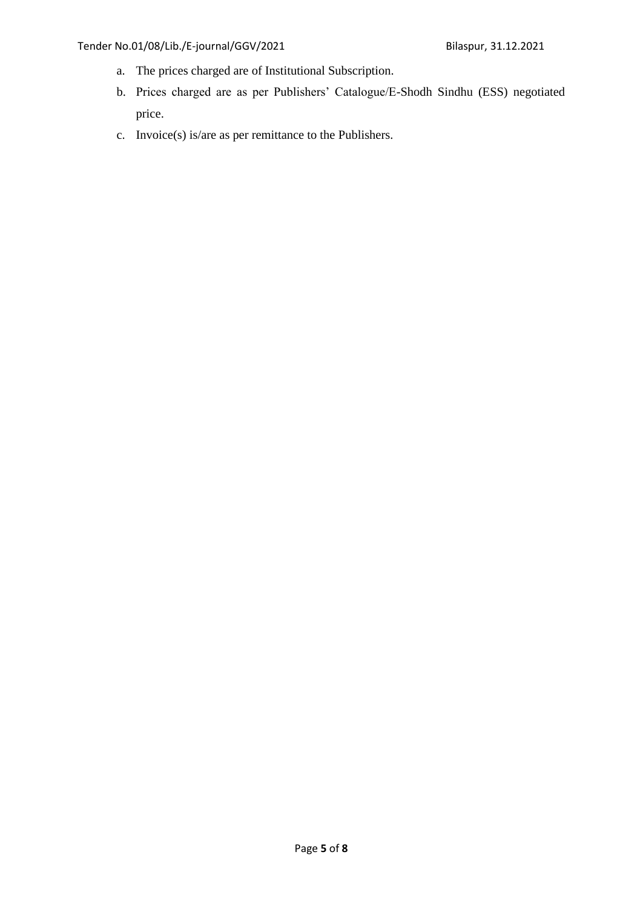a. The prices charged are of Institutional Subscription.
b. Prices charged are as per Publishers' Catalogue/E-Shodh Sindhu (ESS) negotiated price.
c. Invoice(s) is/are as per remittance to the Publishers.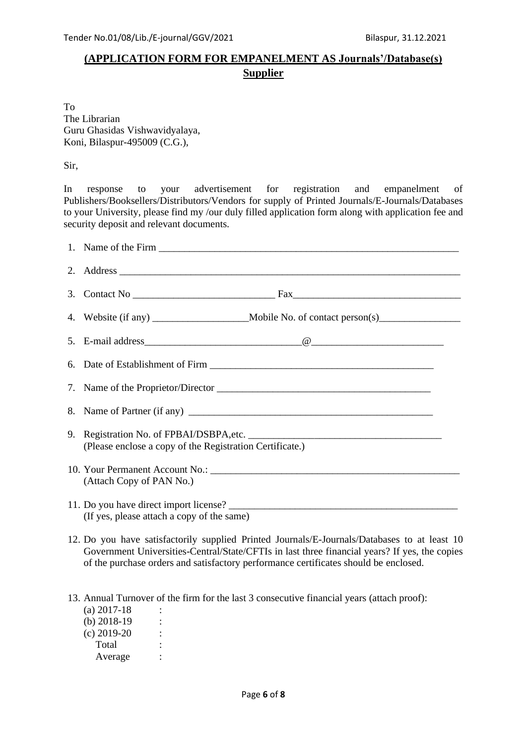Tender No.01/08/Lib./E-journal/GGV/2021 Bilaspur, 31.12.2021

## **(APPLICATION FORM FOR EMPANELMENT AS Journals'/Database(s) Supplier**

To
The Librarian
Guru Ghasidas Vishwavidyalaya,
Koni, Bilaspur-495009 (C.G.),

Sir,

In response to your advertisement for registration and empanelment of Publishers/Booksellers/Distributors/Vendors for supply of Printed Journals/E-Journals/Databases to your University, please find my /our duly filled application form along with application fee and security deposit and relevant documents.

1. Name of the Firm ______________________________________________________________
2. Address ______________________________________________________________________
3. Contact No ____________________________ Fax_________________________________
4. Website (if any) ___________________Mobile No. of contact person(s)________________
5. E-mail address_______________________________@__________________________
6. Date of Establishment of Firm _____________________________________________
7. Name of the Proprietor/Director ___________________________________________
8. Name of Partner (if any) __________________________________________________
9. Registration No. of FPBAI/DSBPA,etc. ______________________________________
   (Please enclose a copy of the Registration Certificate.)
10. Your Permanent Account No.: ____________________________________________________
    (Attach Copy of PAN No.)
11. Do you have direct import license? _______________________________________________
    (If yes, please attach a copy of the same)
12. Do you have satisfactorily supplied Printed Journals/E-Journals/Databases to at least 10 Government Universities-Central/State/CFTIs in last three financial years? If yes, the copies of the purchase orders and satisfactory performance certificates should be enclosed.
13. Annual Turnover of the firm for the last 3 consecutive financial years (attach proof):
    (a) 2017-18 :
    (b) 2018-19 :
    (c) 2019-20 :
    Total :
    Average :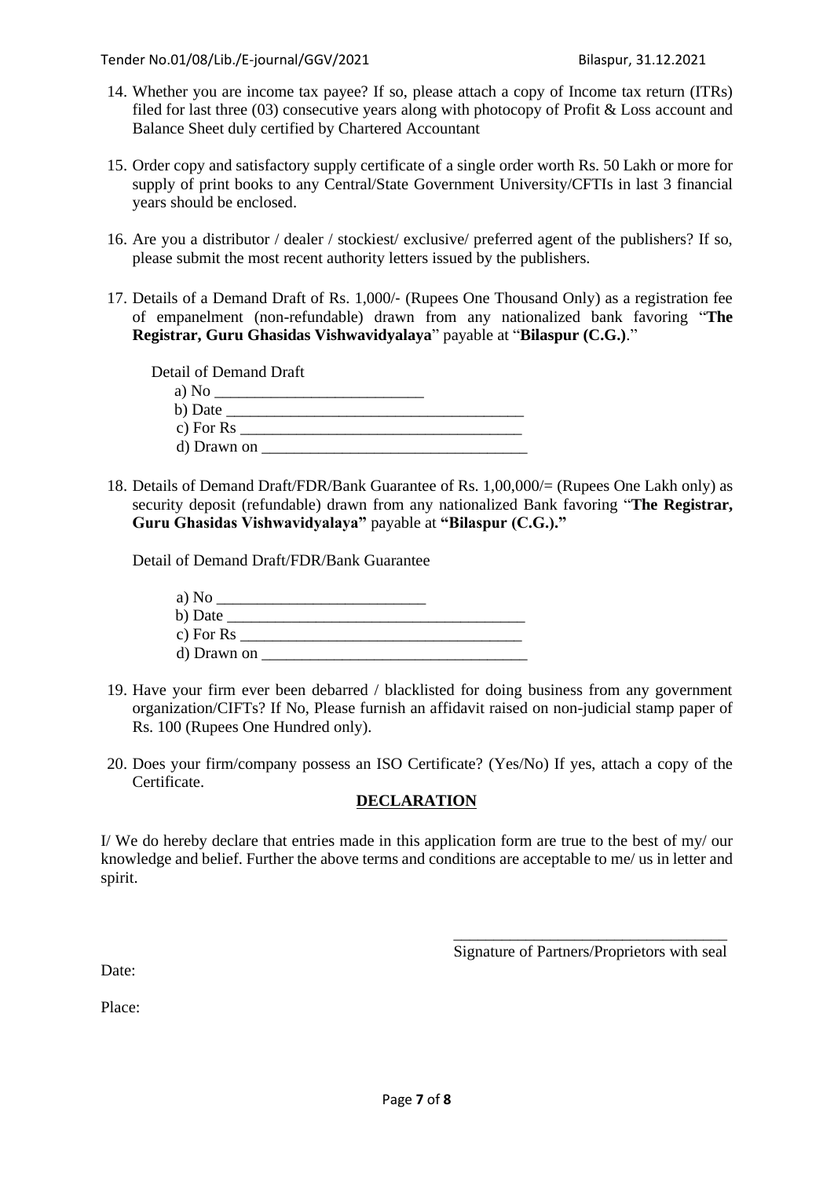14. Whether you are income tax payee? If so, please attach a copy of Income tax return (ITRs) filed for last three (03) consecutive years along with photocopy of Profit & Loss account and Balance Sheet duly certified by Chartered Accountant

15. Order copy and satisfactory supply certificate of a single order worth Rs. 50 Lakh or more for supply of print books to any Central/State Government University/CFTIs in last 3 financial years should be enclosed.

16. Are you a distributor / dealer / stockiest/ exclusive/ preferred agent of the publishers? If so, please submit the most recent authority letters issued by the publishers.

17. Details of a Demand Draft of Rs. 1,000/- (Rupees One Thousand Only) as a registration fee of empanelment (non-refundable) drawn from any nationalized bank favoring "**The Registrar, Guru Ghasidas Vishwavidyalaya**" payable at "**Bilaspur (C.G.)**."

    Detail of Demand Draft

    a) No ___________________________
    b) Date ______________________________________
    c) For Rs ____________________________________
    d) Drawn on __________________________________

18. Details of Demand Draft/FDR/Bank Guarantee of Rs. 1,00,000/= (Rupees One Lakh only) as security deposit (refundable) drawn from any nationalized Bank favoring "**The Registrar, Guru Ghasidas Vishwavidyalaya"** payable at **"Bilaspur (C.G.)."**

    Detail of Demand Draft/FDR/Bank Guarantee

    a) No ___________________________
    b) Date ______________________________________
    c) For Rs ____________________________________
    d) Drawn on __________________________________

19. Have your firm ever been debarred / blacklisted for doing business from any government organization/CIFTs? If No, Please furnish an affidavit raised on non-judicial stamp paper of Rs. 100 (Rupees One Hundred only).

20. Does your firm/company possess an ISO Certificate? (Yes/No) If yes, attach a copy of the Certificate.

**DECLARATION**

I/ We do hereby declare that entries made in this application form are true to the best of my/ our knowledge and belief. Further the above terms and conditions are acceptable to me/ us in letter and spirit.

___________________________________
Signature of Partners/Proprietors with seal

Date:

Place: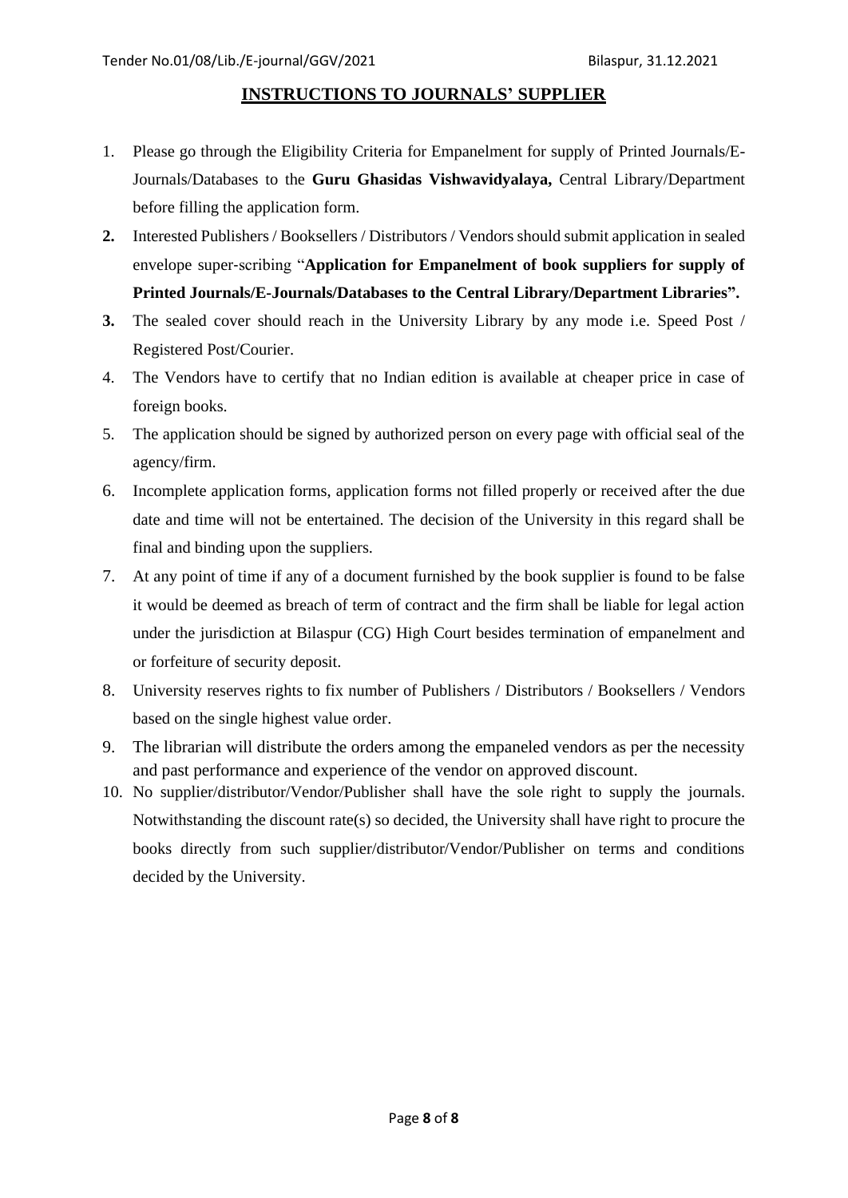## INSTRUCTIONS TO JOURNALS' SUPPLIER

1. Please go through the Eligibility Criteria for Empanelment for supply of Printed Journals/E-Journals/Databases to the **Guru Ghasidas Vishwavidyalaya,** Central Library/Department before filling the application form.
2. Interested Publishers / Booksellers / Distributors / Vendors should submit application in sealed envelope super-scribing "**Application for Empanelment of book suppliers for supply of Printed Journals/E-Journals/Databases to the Central Library/Department Libraries".**
3. The sealed cover should reach in the University Library by any mode i.e. Speed Post / Registered Post/Courier.
4. The Vendors have to certify that no Indian edition is available at cheaper price in case of foreign books.
5. The application should be signed by authorized person on every page with official seal of the agency/firm.
6. Incomplete application forms, application forms not filled properly or received after the due date and time will not be entertained. The decision of the University in this regard shall be final and binding upon the suppliers.
7. At any point of time if any of a document furnished by the book supplier is found to be false it would be deemed as breach of term of contract and the firm shall be liable for legal action under the jurisdiction at Bilaspur (CG) High Court besides termination of empanelment and or forfeiture of security deposit.
8. University reserves rights to fix number of Publishers / Distributors / Booksellers / Vendors based on the single highest value order.
9. The librarian will distribute the orders among the empaneled vendors as per the necessity and past performance and experience of the vendor on approved discount.
10. No supplier/distributor/Vendor/Publisher shall have the sole right to supply the journals. Notwithstanding the discount rate(s) so decided, the University shall have right to procure the books directly from such supplier/distributor/Vendor/Publisher on terms and conditions decided by the University.